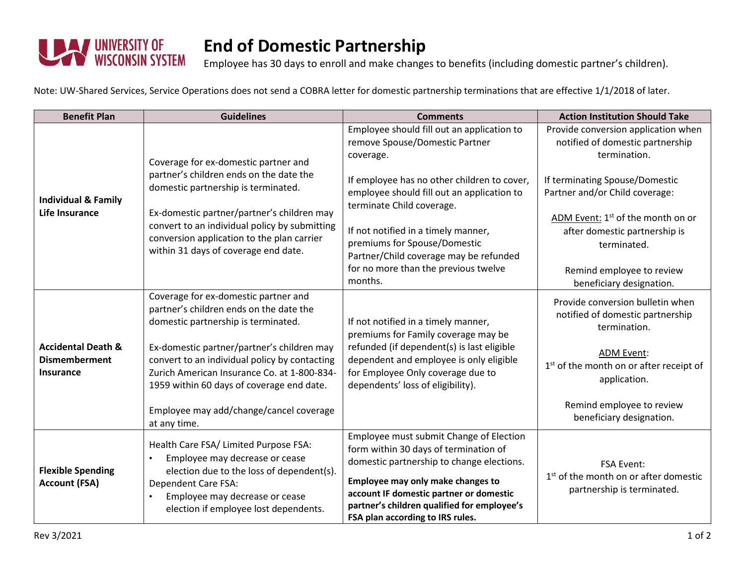# End of Domestic Partnership

Employee has 30 days to enroll and make changes to benefits (including domestic partner's children).

Note: UW-Shared Services, Service Operations does not send a COBRA letter for domestic partnership terminations that are effective 1/1/2018 of later.

| Benefit Plan | Guidelines | Comments | Action Institution Should Take |
|---|---|---|---|
| **Individual & Family Life Insurance** | Coverage for ex-domestic partner and partner's children ends on the date the domestic partnership is terminated.<br><br>Ex-domestic partner/partner's children may convert to an individual policy by submitting conversion application to the plan carrier within 31 days of coverage end date. | Employee should fill out an application to remove Spouse/Domestic Partner coverage.<br><br>If employee has no other children to cover, employee should fill out an application to terminate Child coverage.<br><br>If not notified in a timely manner, premiums for Spouse/Domestic Partner/Child coverage may be refunded for no more than the previous twelve months. | Provide conversion application when notified of domestic partnership termination.<br><br>If terminating Spouse/Domestic Partner and/or Child coverage:<br><br>ADM Event: 1st of the month on or after domestic partnership is terminated.<br><br>Remind employee to review beneficiary designation. |
| **Accidental Death & Dismemberment Insurance** | Coverage for ex-domestic partner and partner's children ends on the date the domestic partnership is terminated.<br><br>Ex-domestic partner/partner's children may convert to an individual policy by contacting Zurich American Insurance Co. at 1-800-834-1959 within 60 days of coverage end date.<br><br>Employee may add/change/cancel coverage at any time. | If not notified in a timely manner, premiums for Family coverage may be refunded (if dependent(s) is last eligible dependent and employee is only eligible for Employee Only coverage due to dependents' loss of eligibility). | Provide conversion bulletin when notified of domestic partnership termination.<br><br>ADM Event:<br>1st of the month on or after receipt of application.<br><br>Remind employee to review beneficiary designation. |
| **Flexible Spending Account (FSA)** | Health Care FSA/ Limited Purpose FSA:<br>• Employee may decrease or cease election due to the loss of dependent(s).<br>Dependent Care FSA:<br>• Employee may decrease or cease election if employee lost dependents. | Employee must submit Change of Election form within 30 days of termination of domestic partnership to change elections.<br><br>**Employee may only make changes to account IF domestic partner or domestic partner's children qualified for employee's FSA plan according to IRS rules.** | FSA Event:<br>1st of the month on or after domestic partnership is terminated. |

Rev 3/2021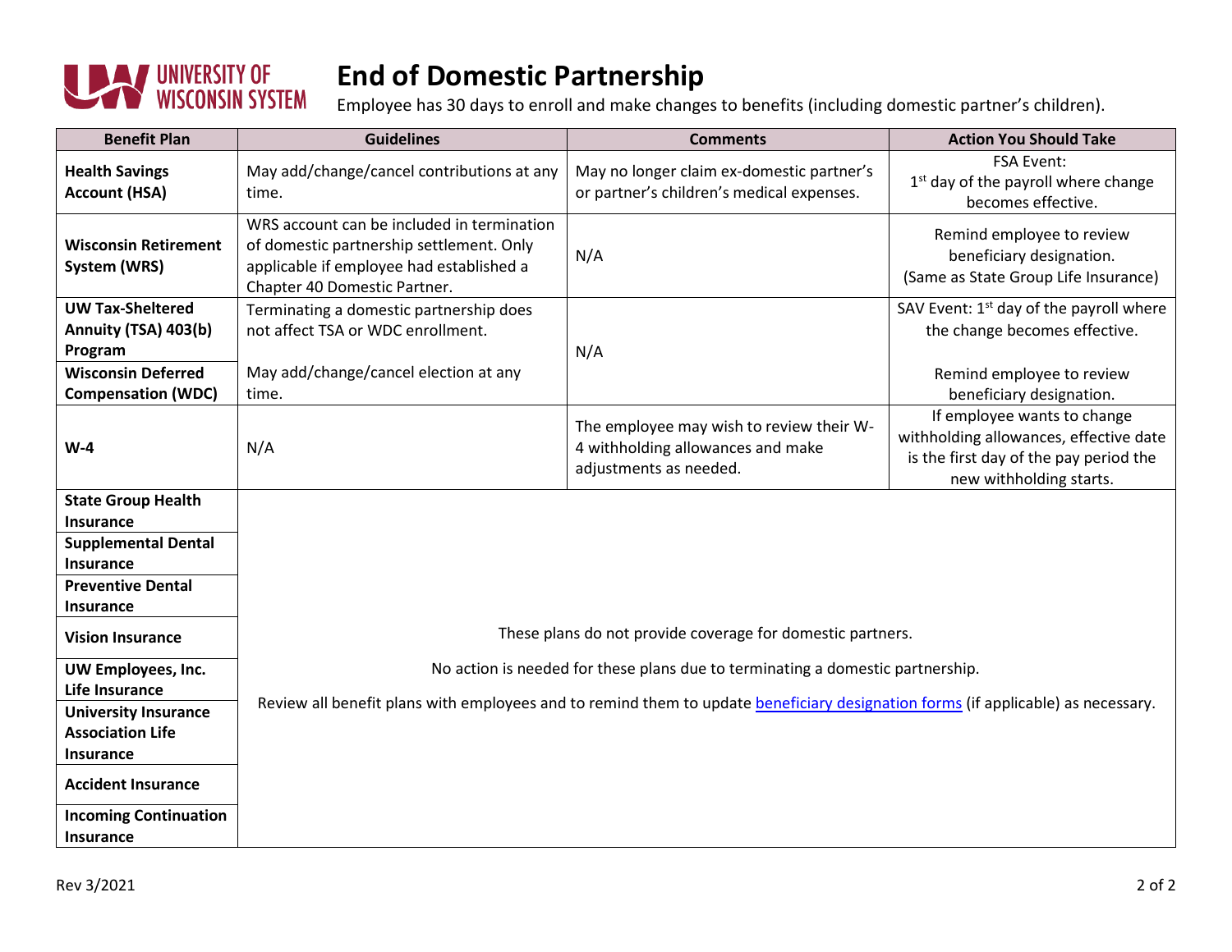# End of Domestic Partnership

Employee has 30 days to enroll and make changes to benefits (including domestic partner's children).

| Benefit Plan | Guidelines | Comments | Action You Should Take |
|---|---|---|---|
| **Health Savings Account (HSA)** | May add/change/cancel contributions at any time. | May no longer claim ex-domestic partner's or partner's children's medical expenses. | FSA Event: 1st day of the payroll where change becomes effective. |
| **Wisconsin Retirement System (WRS)** | WRS account can be included in termination of domestic partnership settlement. Only applicable if employee had established a Chapter 40 Domestic Partner. | N/A | Remind employee to review beneficiary designation. (Same as State Group Life Insurance) |
| **UW Tax-Sheltered Annuity (TSA) 403(b) Program** | Terminating a domestic partnership does not affect TSA or WDC enrollment. | N/A | SAV Event: 1st day of the payroll where the change becomes effective. |
| **Wisconsin Deferred Compensation (WDC)** | May add/change/cancel election at any time. | | Remind employee to review beneficiary designation. |
| **W-4** | N/A | The employee may wish to review their W-4 withholding allowances and make adjustments as needed. | If employee wants to change withholding allowances, effective date is the first day of the pay period the new withholding starts. |
| **State Group Health Insurance** | These plans do not provide coverage for domestic partners. No action is needed for these plans due to terminating a domestic partnership. Review all benefit plans with employees and to remind them to update [beneficiary designation forms] (if applicable) as necessary. | | |
| **Supplemental Dental Insurance** | | | |
| **Preventive Dental Insurance** | | | |
| **Vision Insurance** | | | |
| **UW Employees, Inc. Life Insurance** | | | |
| **University Insurance Association Life Insurance** | | | |
| **Accident Insurance** | | | |
| **Incoming Continuation Insurance** | | | |

Rev 3/2021